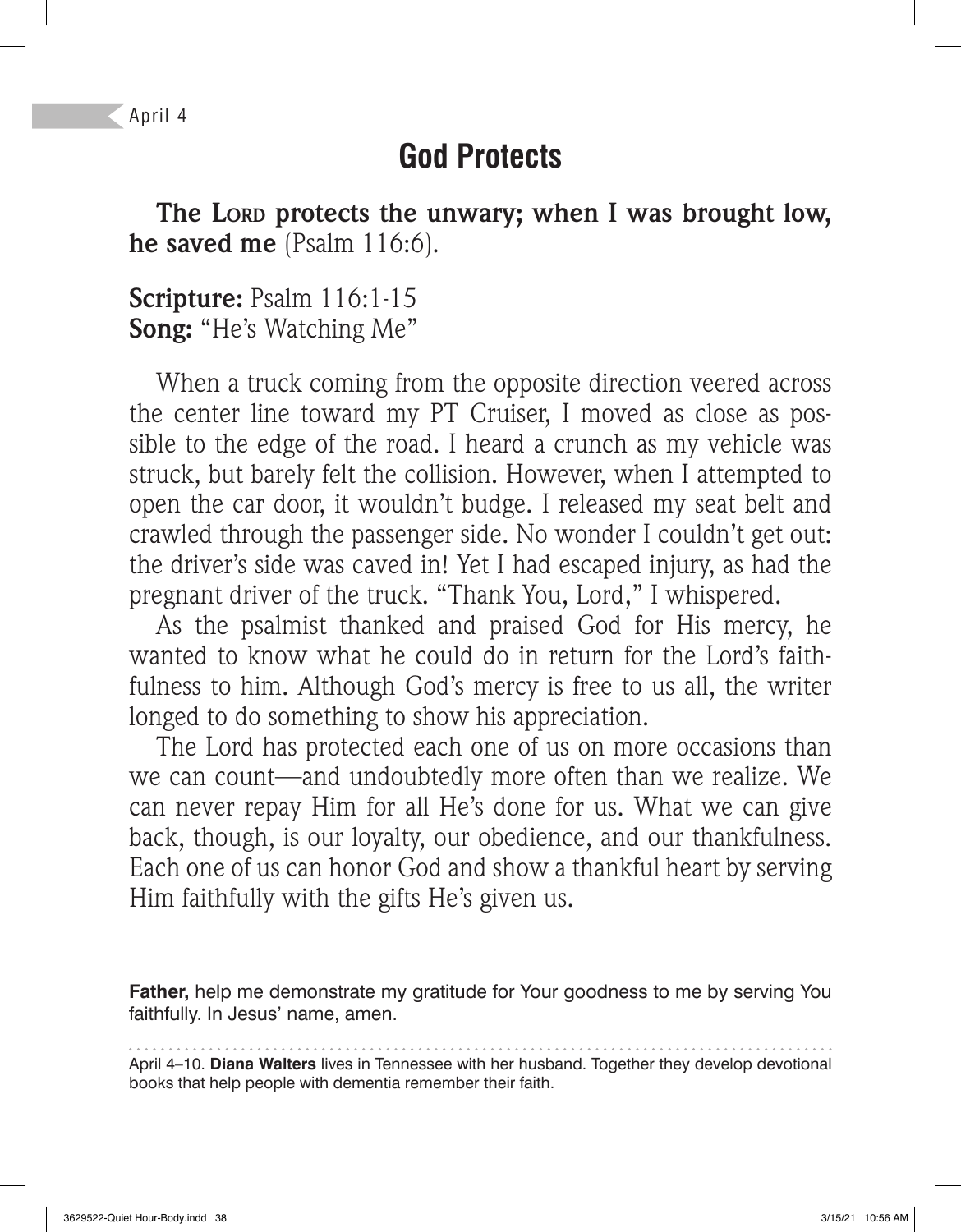April 4

# God Protects

**The LORD protects the unwary; when I was brought low, he saved me** (Psalm 116:6).

**Scripture:** Psalm 116:1-15
**Song:** "He's Watching Me"

When a truck coming from the opposite direction veered across the center line toward my PT Cruiser, I moved as close as possible to the edge of the road. I heard a crunch as my vehicle was struck, but barely felt the collision. However, when I attempted to open the car door, it wouldn't budge. I released my seat belt and crawled through the passenger side. No wonder I couldn't get out: the driver's side was caved in! Yet I had escaped injury, as had the pregnant driver of the truck. "Thank You, Lord," I whispered.

As the psalmist thanked and praised God for His mercy, he wanted to know what he could do in return for the Lord's faithfulness to him. Although God's mercy is free to us all, the writer longed to do something to show his appreciation.

The Lord has protected each one of us on more occasions than we can count—and undoubtedly more often than we realize. We can never repay Him for all He's done for us. What we can give back, though, is our loyalty, our obedience, and our thankfulness. Each one of us can honor God and show a thankful heart by serving Him faithfully with the gifts He's given us.

**Father,** help me demonstrate my gratitude for Your goodness to me by serving You faithfully. In Jesus' name, amen.

April 4–10. **Diana Walters** lives in Tennessee with her husband. Together they develop devotional books that help people with dementia remember their faith.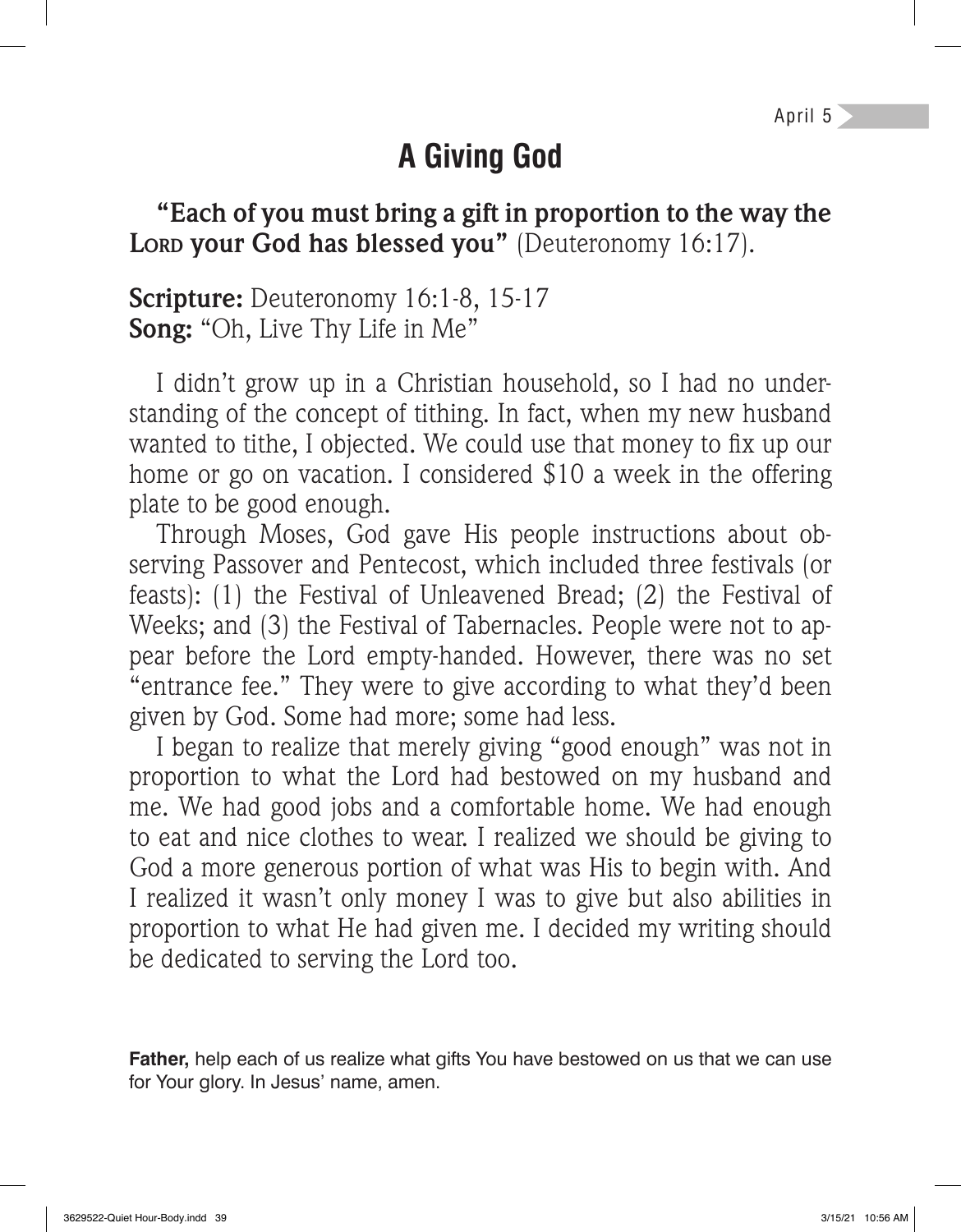April 5

# A Giving God

**"Each of you must bring a gift in proportion to the way the LORD your God has blessed you"** (Deuteronomy 16:17).

**Scripture:** Deuteronomy 16:1-8, 15-17
**Song:** "Oh, Live Thy Life in Me"

I didn't grow up in a Christian household, so I had no understanding of the concept of tithing. In fact, when my new husband wanted to tithe, I objected. We could use that money to fix up our home or go on vacation. I considered $10 a week in the offering plate to be good enough.

Through Moses, God gave His people instructions about observing Passover and Pentecost, which included three festivals (or feasts): (1) the Festival of Unleavened Bread; (2) the Festival of Weeks; and (3) the Festival of Tabernacles. People were not to appear before the Lord empty-handed. However, there was no set "entrance fee." They were to give according to what they'd been given by God. Some had more; some had less.

I began to realize that merely giving "good enough" was not in proportion to what the Lord had bestowed on my husband and me. We had good jobs and a comfortable home. We had enough to eat and nice clothes to wear. I realized we should be giving to God a more generous portion of what was His to begin with. And I realized it wasn't only money I was to give but also abilities in proportion to what He had given me. I decided my writing should be dedicated to serving the Lord too.

**Father,** help each of us realize what gifts You have bestowed on us that we can use for Your glory. In Jesus' name, amen.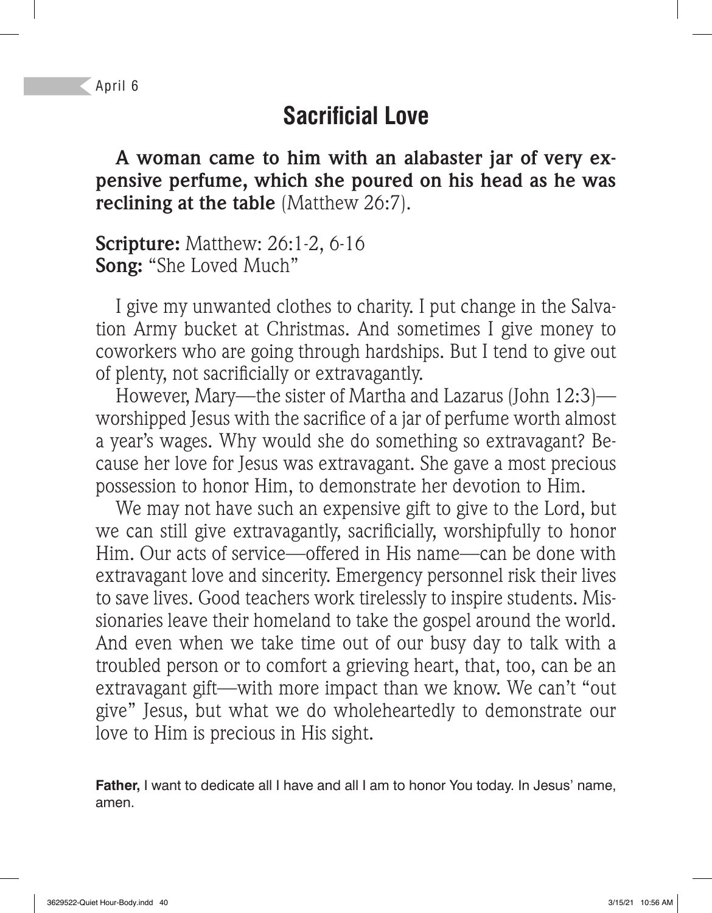April 6

# Sacrificial Love

**A woman came to him with an alabaster jar of very expensive perfume, which she poured on his head as he was reclining at the table** (Matthew 26:7).

**Scripture:** Matthew: 26:1-2, 6-16
**Song:** "She Loved Much"

I give my unwanted clothes to charity. I put change in the Salvation Army bucket at Christmas. And sometimes I give money to coworkers who are going through hardships. But I tend to give out of plenty, not sacrificially or extravagantly.

However, Mary—the sister of Martha and Lazarus (John 12:3)—worshipped Jesus with the sacrifice of a jar of perfume worth almost a year's wages. Why would she do something so extravagant? Because her love for Jesus was extravagant. She gave a most precious possession to honor Him, to demonstrate her devotion to Him.

We may not have such an expensive gift to give to the Lord, but we can still give extravagantly, sacrificially, worshipfully to honor Him. Our acts of service—offered in His name—can be done with extravagant love and sincerity. Emergency personnel risk their lives to save lives. Good teachers work tirelessly to inspire students. Missionaries leave their homeland to take the gospel around the world. And even when we take time out of our busy day to talk with a troubled person or to comfort a grieving heart, that, too, can be an extravagant gift—with more impact than we know. We can't "out give" Jesus, but what we do wholeheartedly to demonstrate our love to Him is precious in His sight.

**Father,** I want to dedicate all I have and all I am to honor You today. In Jesus' name, amen.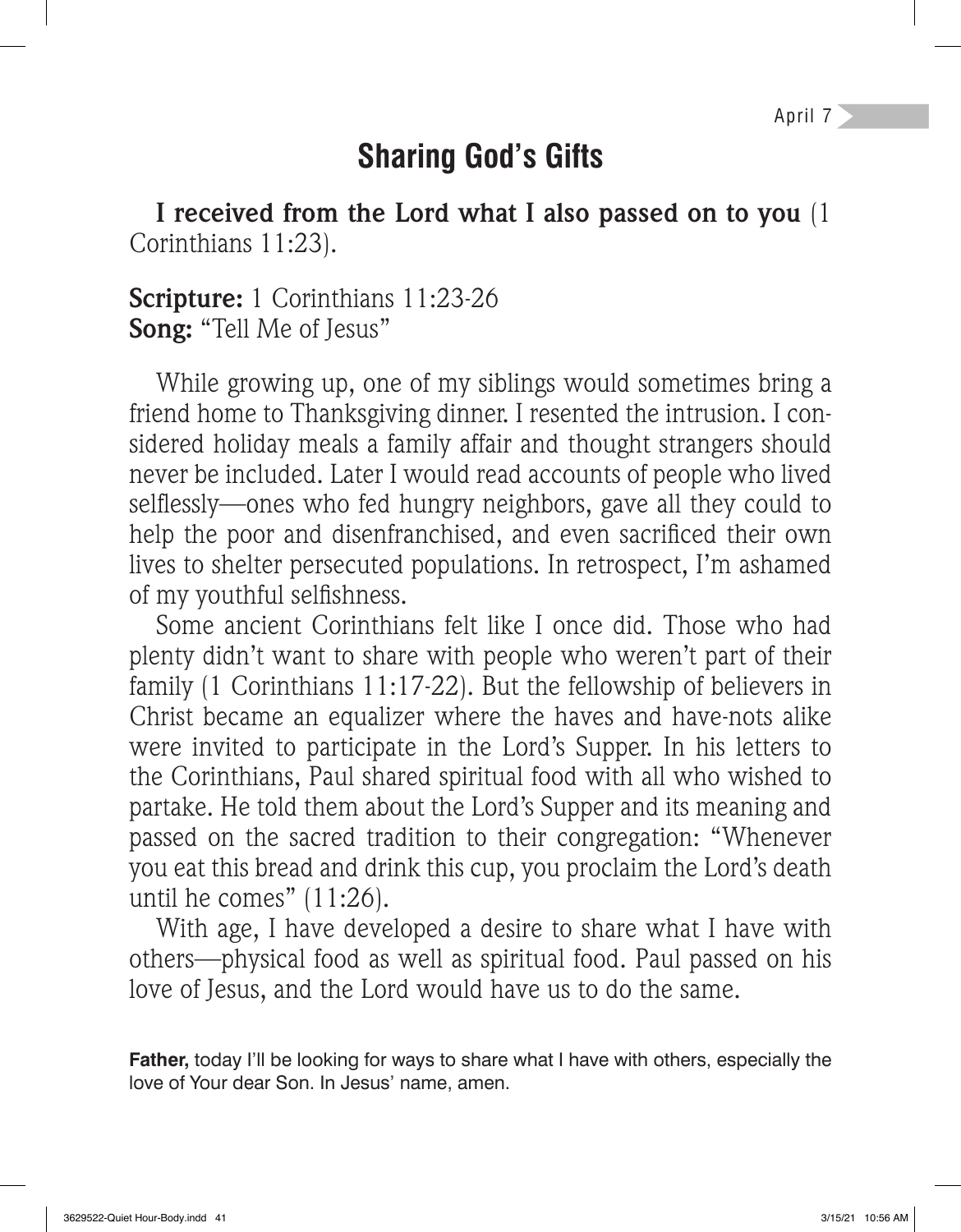April 7

# Sharing God's Gifts

**I received from the Lord what I also passed on to you** (1 Corinthians 11:23).

**Scripture:** 1 Corinthians 11:23-26
**Song:** "Tell Me of Jesus"

While growing up, one of my siblings would sometimes bring a friend home to Thanksgiving dinner. I resented the intrusion. I considered holiday meals a family affair and thought strangers should never be included. Later I would read accounts of people who lived selflessly—ones who fed hungry neighbors, gave all they could to help the poor and disenfranchised, and even sacrificed their own lives to shelter persecuted populations. In retrospect, I'm ashamed of my youthful selfishness.

Some ancient Corinthians felt like I once did. Those who had plenty didn't want to share with people who weren't part of their family (1 Corinthians 11:17-22). But the fellowship of believers in Christ became an equalizer where the haves and have-nots alike were invited to participate in the Lord's Supper. In his letters to the Corinthians, Paul shared spiritual food with all who wished to partake. He told them about the Lord's Supper and its meaning and passed on the sacred tradition to their congregation: "Whenever you eat this bread and drink this cup, you proclaim the Lord's death until he comes" (11:26).

With age, I have developed a desire to share what I have with others—physical food as well as spiritual food. Paul passed on his love of Jesus, and the Lord would have us to do the same.

**Father,** today I'll be looking for ways to share what I have with others, especially the love of Your dear Son. In Jesus' name, amen.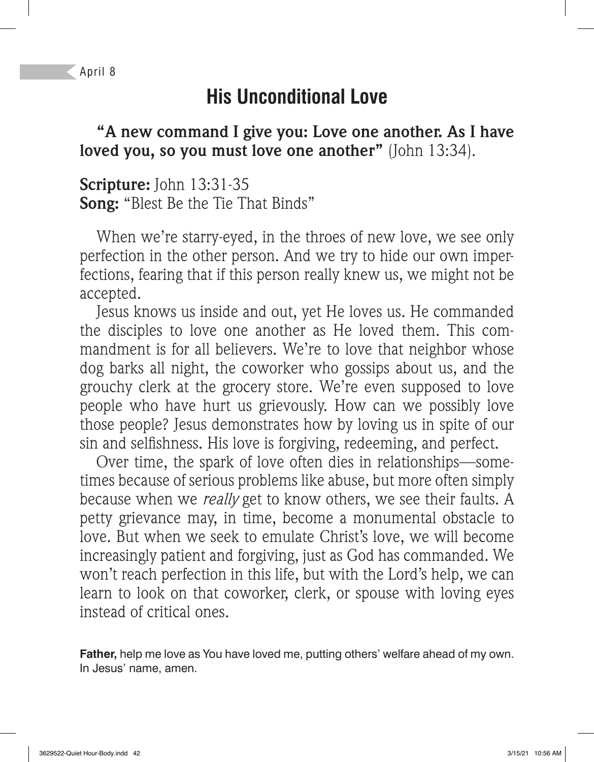April 8

# His Unconditional Love

**"A new command I give you: Love one another. As I have loved you, so you must love one another"** (John 13:34).

**Scripture:** John 13:31-35
**Song:** "Blest Be the Tie That Binds"

When we're starry-eyed, in the throes of new love, we see only perfection in the other person. And we try to hide our own imperfections, fearing that if this person really knew us, we might not be accepted.

Jesus knows us inside and out, yet He loves us. He commanded the disciples to love one another as He loved them. This commandment is for all believers. We're to love that neighbor whose dog barks all night, the coworker who gossips about us, and the grouchy clerk at the grocery store. We're even supposed to love people who have hurt us grievously. How can we possibly love those people? Jesus demonstrates how by loving us in spite of our sin and selfishness. His love is forgiving, redeeming, and perfect.

Over time, the spark of love often dies in relationships—sometimes because of serious problems like abuse, but more often simply because when we *really* get to know others, we see their faults. A petty grievance may, in time, become a monumental obstacle to love. But when we seek to emulate Christ's love, we will become increasingly patient and forgiving, just as God has commanded. We won't reach perfection in this life, but with the Lord's help, we can learn to look on that coworker, clerk, or spouse with loving eyes instead of critical ones.

**Father,** help me love as You have loved me, putting others' welfare ahead of my own. In Jesus' name, amen.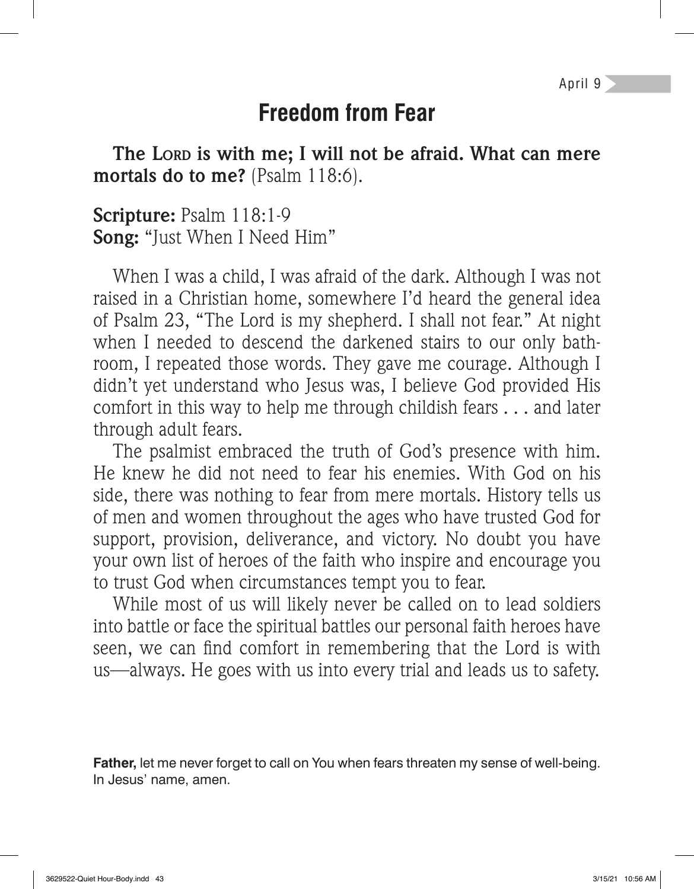April 9

# Freedom from Fear

**The Lord is with me; I will not be afraid. What can mere mortals do to me?** (Psalm 118:6).

**Scripture:** Psalm 118:1-9
**Song:** "Just When I Need Him"

When I was a child, I was afraid of the dark. Although I was not raised in a Christian home, somewhere I'd heard the general idea of Psalm 23, "The Lord is my shepherd. I shall not fear." At night when I needed to descend the darkened stairs to our only bathroom, I repeated those words. They gave me courage. Although I didn't yet understand who Jesus was, I believe God provided His comfort in this way to help me through childish fears . . . and later through adult fears.

The psalmist embraced the truth of God's presence with him. He knew he did not need to fear his enemies. With God on his side, there was nothing to fear from mere mortals. History tells us of men and women throughout the ages who have trusted God for support, provision, deliverance, and victory. No doubt you have your own list of heroes of the faith who inspire and encourage you to trust God when circumstances tempt you to fear.

While most of us will likely never be called on to lead soldiers into battle or face the spiritual battles our personal faith heroes have seen, we can find comfort in remembering that the Lord is with us—always. He goes with us into every trial and leads us to safety.

**Father,** let me never forget to call on You when fears threaten my sense of well-being. In Jesus' name, amen.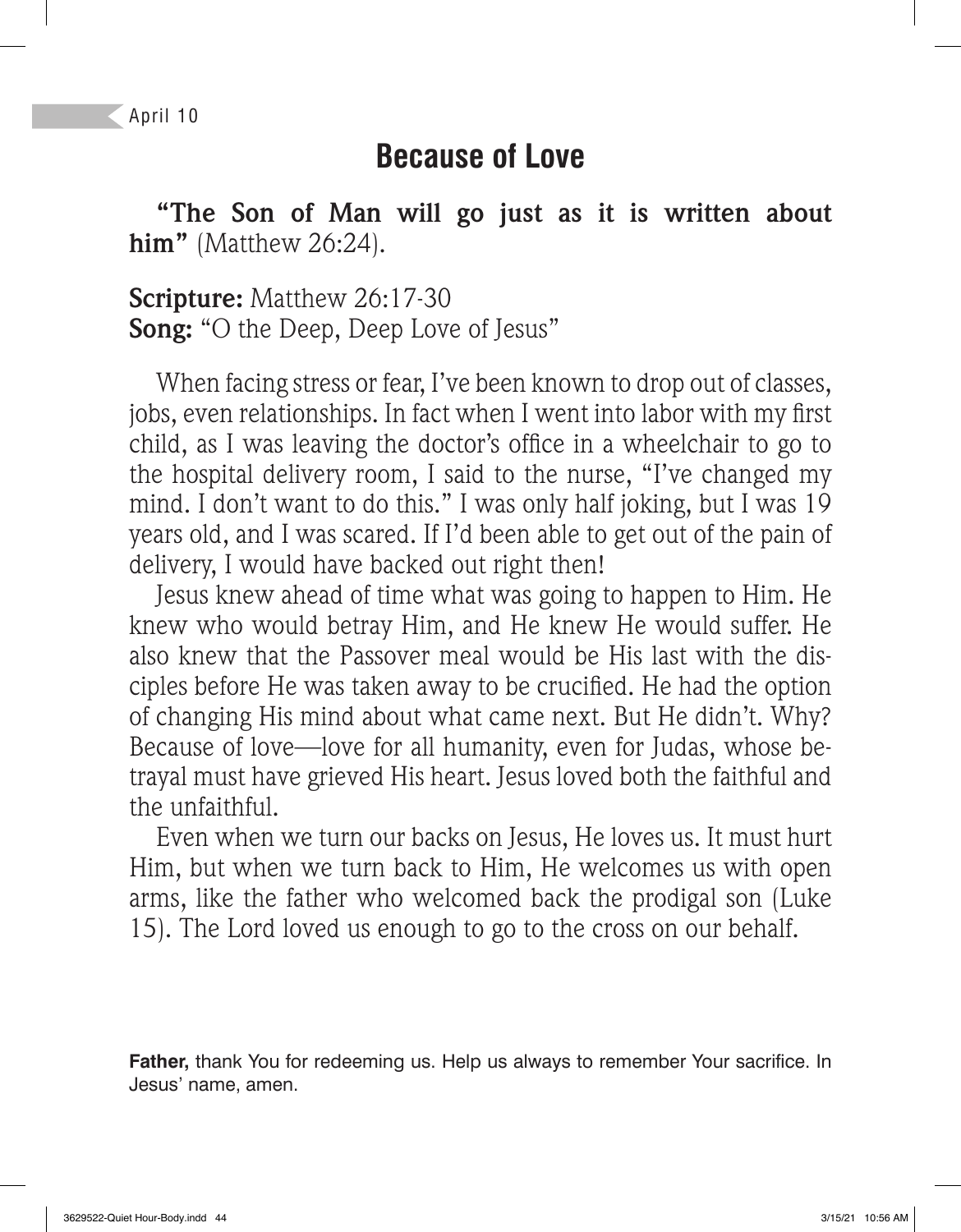April 10

# Because of Love

**"The Son of Man will go just as it is written about him"** (Matthew 26:24).

**Scripture:** Matthew 26:17-30
**Song:** "O the Deep, Deep Love of Jesus"

When facing stress or fear, I've been known to drop out of classes, jobs, even relationships. In fact when I went into labor with my first child, as I was leaving the doctor's office in a wheelchair to go to the hospital delivery room, I said to the nurse, "I've changed my mind. I don't want to do this." I was only half joking, but I was 19 years old, and I was scared. If I'd been able to get out of the pain of delivery, I would have backed out right then!

Jesus knew ahead of time what was going to happen to Him. He knew who would betray Him, and He knew He would suffer. He also knew that the Passover meal would be His last with the disciples before He was taken away to be crucified. He had the option of changing His mind about what came next. But He didn't. Why? Because of love—love for all humanity, even for Judas, whose betrayal must have grieved His heart. Jesus loved both the faithful and the unfaithful.

Even when we turn our backs on Jesus, He loves us. It must hurt Him, but when we turn back to Him, He welcomes us with open arms, like the father who welcomed back the prodigal son (Luke 15). The Lord loved us enough to go to the cross on our behalf.

**Father,** thank You for redeeming us. Help us always to remember Your sacrifice. In Jesus' name, amen.